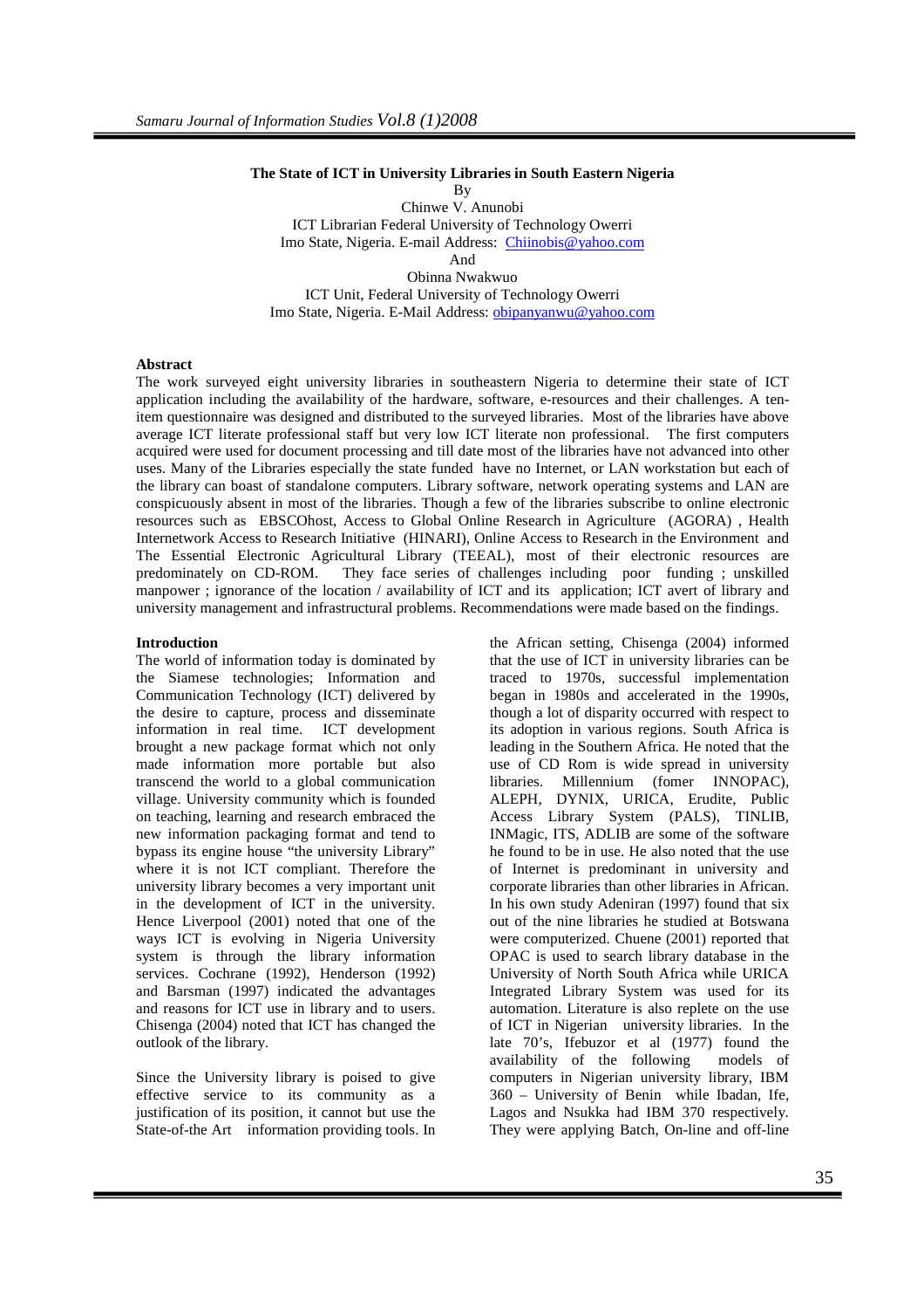# The State of ICT in University Libraries in South Eastern Nigeria

By

Chinwe V. Anunobi
ICT Librarian Federal University of Technology Owerri
Imo State, Nigeria. E-mail Address: Chiinobis@yahoo.com

And

Obinna Nwakwuo
ICT Unit, Federal University of Technology Owerri
Imo State, Nigeria. E-Mail Address: obipanyanwu@yahoo.com

## Abstract

The work surveyed eight university libraries in southeastern Nigeria to determine their state of ICT application including the availability of the hardware, software, e-resources and their challenges. A ten-item questionnaire was designed and distributed to the surveyed libraries. Most of the libraries have above average ICT literate professional staff but very low ICT literate non professional. The first computers acquired were used for document processing and till date most of the libraries have not advanced into other uses. Many of the Libraries especially the state funded have no Internet, or LAN workstation but each of the library can boast of standalone computers. Library software, network operating systems and LAN are conspicuously absent in most of the libraries. Though a few of the libraries subscribe to online electronic resources such as EBSCOhost, Access to Global Online Research in Agriculture (AGORA) , Health Internetwork Access to Research Initiative (HINARI), Online Access to Research in the Environment and The Essential Electronic Agricultural Library (TEEAL), most of their electronic resources are predominately on CD-ROM. They face series of challenges including poor funding ; unskilled manpower ; ignorance of the location / availability of ICT and its application; ICT avert of library and university management and infrastructural problems. Recommendations were made based on the findings.

## Introduction

The world of information today is dominated by the Siamese technologies; Information and Communication Technology (ICT) delivered by the desire to capture, process and disseminate information in real time. ICT development brought a new package format which not only made information more portable but also transcend the world to a global communication village. University community which is founded on teaching, learning and research embraced the new information packaging format and tend to bypass its engine house "the university Library" where it is not ICT compliant. Therefore the university library becomes a very important unit in the development of ICT in the university. Hence Liverpool (2001) noted that one of the ways ICT is evolving in Nigeria University system is through the library information services. Cochrane (1992), Henderson (1992) and Barsman (1997) indicated the advantages and reasons for ICT use in library and to users. Chisenga (2004) noted that ICT has changed the outlook of the library.

Since the University library is poised to give effective service to its community as a justification of its position, it cannot but use the State-of-the Art information providing tools. In the African setting, Chisenga (2004) informed that the use of ICT in university libraries can be traced to 1970s, successful implementation began in 1980s and accelerated in the 1990s, though a lot of disparity occurred with respect to its adoption in various regions. South Africa is leading in the Southern Africa. He noted that the use of CD Rom is wide spread in university libraries. Millennium (fomer INNOPAC), ALEPH, DYNIX, URICA, Erudite, Public Access Library System (PALS), TINLIB, INMagic, ITS, ADLIB are some of the software he found to be in use. He also noted that the use of Internet is predominant in university and corporate libraries than other libraries in African. In his own study Adeniran (1997) found that six out of the nine libraries he studied at Botswana were computerized. Chuene (2001) reported that OPAC is used to search library database in the University of North South Africa while URICA Integrated Library System was used for its automation. Literature is also replete on the use of ICT in Nigerian university libraries. In the late 70's, Ifebuzor et al (1977) found the availability of the following models of computers in Nigerian university library, IBM 360 – University of Benin while Ibadan, Ife, Lagos and Nsukka had IBM 370 respectively. They were applying Batch, On-line and off-line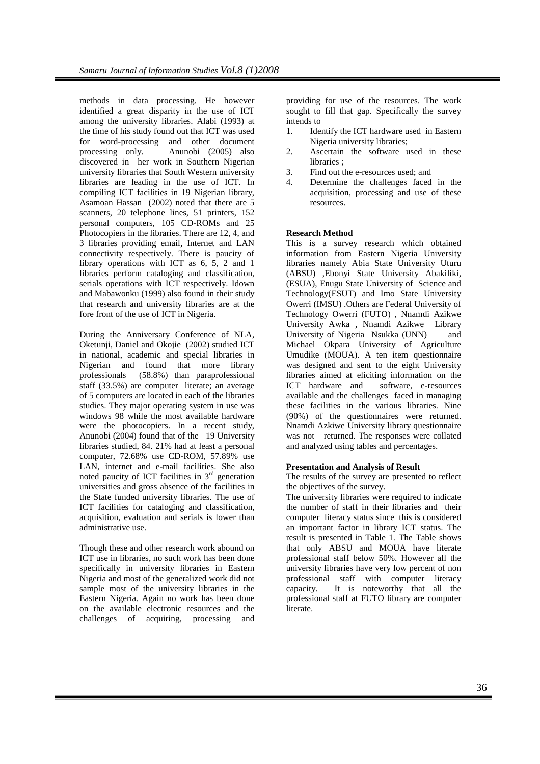methods in data processing. He however identified a great disparity in the use of ICT among the university libraries. Alabi (1993) at the time of his study found out that ICT was used for word-processing and other document processing only. Anunobi (2005) also discovered in her work in Southern Nigerian university libraries that South Western university libraries are leading in the use of ICT. In compiling ICT facilities in 19 Nigerian library, Asamoan Hassan (2002) noted that there are 5 scanners, 20 telephone lines, 51 printers, 152 personal computers, 105 CD-ROMs and 25 Photocopiers in the libraries. There are 12, 4, and 3 libraries providing email, Internet and LAN connectivity respectively. There is paucity of library operations with ICT as 6, 5, 2 and 1 libraries perform cataloging and classification, serials operations with ICT respectively. Idown and Mabawonku (1999) also found in their study that research and university libraries are at the fore front of the use of ICT in Nigeria.

During the Anniversary Conference of NLA, Oketunji, Daniel and Okojie (2002) studied ICT in national, academic and special libraries in Nigerian and found that more library professionals (58.8%) than paraprofessional staff (33.5%) are computer literate; an average of 5 computers are located in each of the libraries studies. They major operating system in use was windows 98 while the most available hardware were the photocopiers. In a recent study, Anunobi (2004) found that of the 19 University libraries studied, 84. 21% had at least a personal computer, 72.68% use CD-ROM, 57.89% use LAN, internet and e-mail facilities. She also noted paucity of ICT facilities in 3rd generation universities and gross absence of the facilities in the State funded university libraries. The use of ICT facilities for cataloging and classification, acquisition, evaluation and serials is lower than administrative use.

Though these and other research work abound on ICT use in libraries, no such work has been done specifically in university libraries in Eastern Nigeria and most of the generalized work did not sample most of the university libraries in the Eastern Nigeria. Again no work has been done on the available electronic resources and the challenges of acquiring, processing and providing for use of the resources. The work sought to fill that gap. Specifically the survey intends to

1. Identify the ICT hardware used in Eastern Nigeria university libraries;
2. Ascertain the software used in these libraries ;
3. Find out the e-resources used; and
4. Determine the challenges faced in the acquisition, processing and use of these resources.

**Research Method**

This is a survey research which obtained information from Eastern Nigeria University libraries namely Abia State University Uturu (ABSU) ,Ebonyi State University Abakiliki, (ESUA), Enugu State University of Science and Technology(ESUT) and Imo State University Owerri (IMSU) .Others are Federal University of Technology Owerri (FUTO) , Nnamdi Azikwe University Awka , Nnamdi Azikwe Library University of Nigeria Nsukka (UNN) and Michael Okpara University of Agriculture Umudike (MOUA). A ten item questionnaire was designed and sent to the eight University libraries aimed at eliciting information on the ICT hardware and software, e-resources available and the challenges faced in managing these facilities in the various libraries. Nine (90%) of the questionnaires were returned. Nnamdi Azkiwe University library questionnaire was not returned. The responses were collated and analyzed using tables and percentages.

**Presentation and Analysis of Result**

The results of the survey are presented to reflect the objectives of the survey.

The university libraries were required to indicate the number of staff in their libraries and their computer literacy status since this is considered an important factor in library ICT status. The result is presented in Table 1. The Table shows that only ABSU and MOUA have literate professional staff below 50%. However all the university libraries have very low percent of non professional staff with computer literacy capacity. It is noteworthy that all the professional staff at FUTO library are computer literate.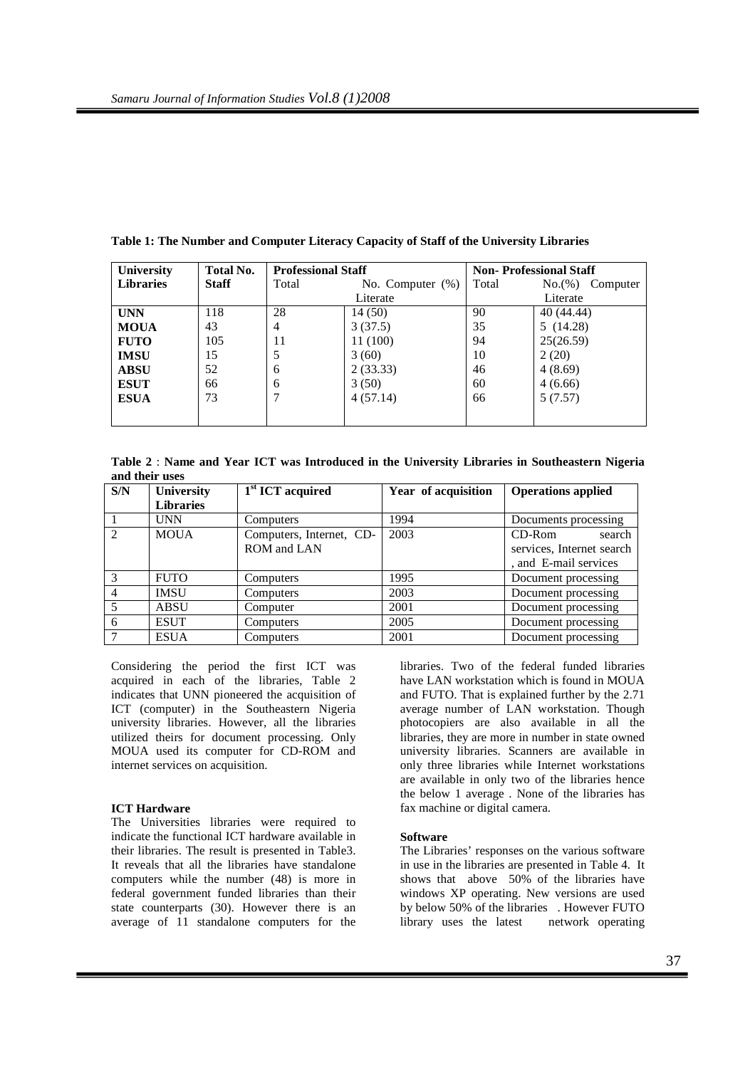**Table 1: The Number and Computer Literacy Capacity of Staff of the University Libraries**

| University Libraries | Total No. Staff | Professional Staff | | Non- Professional Staff | |
|---|---|---|---|---|---|
| | | Total | No. Computer (%) Literate | Total | No.(%) Computer Literate |
| **UNN** | 118 | 28 | 14 (50) | 90 | 40 (44.44) |
| **MOUA** | 43 | 4 | 3 (37.5) | 35 | 5 (14.28) |
| **FUTO** | 105 | 11 | 11 (100) | 94 | 25(26.59) |
| **IMSU** | 15 | 5 | 3 (60) | 10 | 2 (20) |
| **ABSU** | 52 | 6 | 2 (33.33) | 46 | 4 (8.69) |
| **ESUT** | 66 | 6 | 3 (50) | 60 | 4 (6.66) |
| **ESUA** | 73 | 7 | 4 (57.14) | 66 | 5 (7.57) |

**Table 2** : **Name and Year ICT was Introduced in the University Libraries in Southeastern Nigeria and their uses**

| S/N | University Libraries | 1st ICT acquired | Year of acquisition | Operations applied |
|---|---|---|---|---|
| 1 | UNN | Computers | 1994 | Documents processing |
| 2 | MOUA | Computers, Internet, CD-ROM and LAN | 2003 | CD-Rom search services, Internet search , and E-mail services |
| 3 | FUTO | Computers | 1995 | Document processing |
| 4 | IMSU | Computers | 2003 | Document processing |
| 5 | ABSU | Computer | 2001 | Document processing |
| 6 | ESUT | Computers | 2005 | Document processing |
| 7 | ESUA | Computers | 2001 | Document processing |

Considering the period the first ICT was acquired in each of the libraries, Table 2 indicates that UNN pioneered the acquisition of ICT (computer) in the Southeastern Nigeria university libraries. However, all the libraries utilized theirs for document processing. Only MOUA used its computer for CD-ROM and internet services on acquisition.

**ICT Hardware**

The Universities libraries were required to indicate the functional ICT hardware available in their libraries. The result is presented in Table3. It reveals that all the libraries have standalone computers while the number (48) is more in federal government funded libraries than their state counterparts (30). However there is an average of 11 standalone computers for the libraries. Two of the federal funded libraries have LAN workstation which is found in MOUA and FUTO. That is explained further by the 2.71 average number of LAN workstation. Though photocopiers are also available in all the libraries, they are more in number in state owned university libraries. Scanners are available in only three libraries while Internet workstations are available in only two of the libraries hence the below 1 average . None of the libraries has fax machine or digital camera.

**Software**

The Libraries' responses on the various software in use in the libraries are presented in Table 4. It shows that above 50% of the libraries have windows XP operating. New versions are used by below 50% of the libraries . However FUTO library uses the latest network operating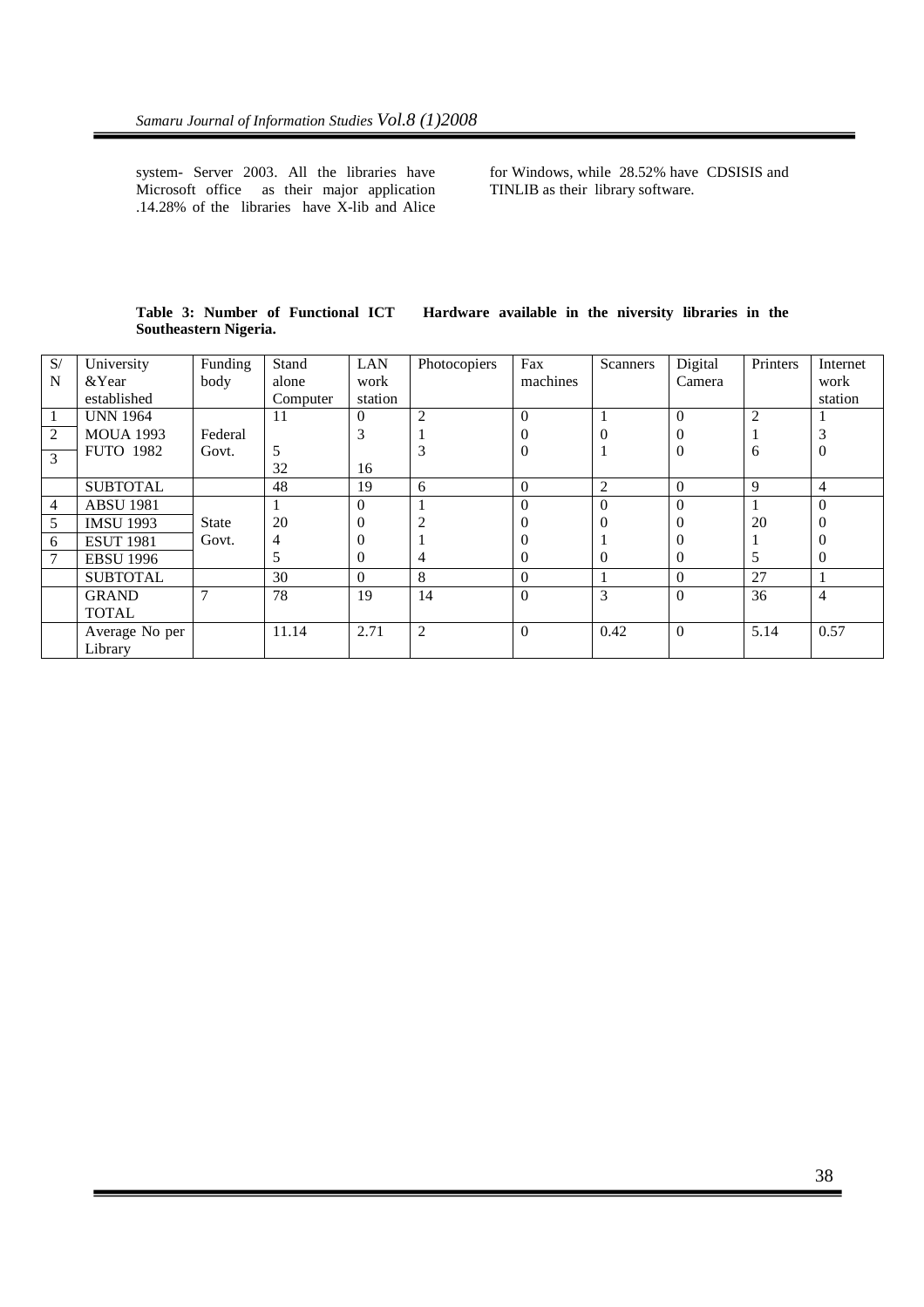system- Server 2003. All the libraries have Microsoft office as their major application .14.28% of the libraries have X-lib and Alice for Windows, while 28.52% have CDSISIS and TINLIB as their library software.

**Table 3: Number of Functional ICT Hardware available in the niversity libraries in the Southeastern Nigeria.**

| S/N | University &Year established | Funding body | Stand alone Computer | LAN work station | Photocopiers | Fax machines | Scanners | Digital Camera | Printers | Internet work station |
|---|---|---|---|---|---|---|---|---|---|---|
| 1 | UNN 1964 | Federal Govt. | 11 | 0 | 2 | 0 | 1 | 0 | 2 | 1 |
| 2 | MOUA 1993 | | | 3 | 1 | 0 | 0 | 0 | 1 | 3 |
| 3 | FUTO 1982 | | 5 32 | 16 | 3 | 0 | 1 | 0 | 6 | 0 |
| | SUBTOTAL | | 48 | 19 | 6 | 0 | 2 | 0 | 9 | 4 |
| 4 | ABSU 1981 | State Govt. | 1 | 0 | 1 | 0 | 0 | 0 | 1 | 0 |
| 5 | IMSU 1993 | | 20 | 0 | 2 | 0 | 0 | 0 | 20 | 0 |
| 6 | ESUT 1981 | | 4 | 0 | 1 | 0 | 1 | 0 | 1 | 0 |
| 7 | EBSU 1996 | | 5 | 0 | 4 | 0 | 0 | 0 | 5 | 0 |
| | SUBTOTAL | | 30 | 0 | 8 | 0 | 1 | 0 | 27 | 1 |
| | GRAND TOTAL | 7 | 78 | 19 | 14 | 0 | 3 | 0 | 36 | 4 |
| | Average No per Library | | 11.14 | 2.71 | 2 | 0 | 0.42 | 0 | 5.14 | 0.57 |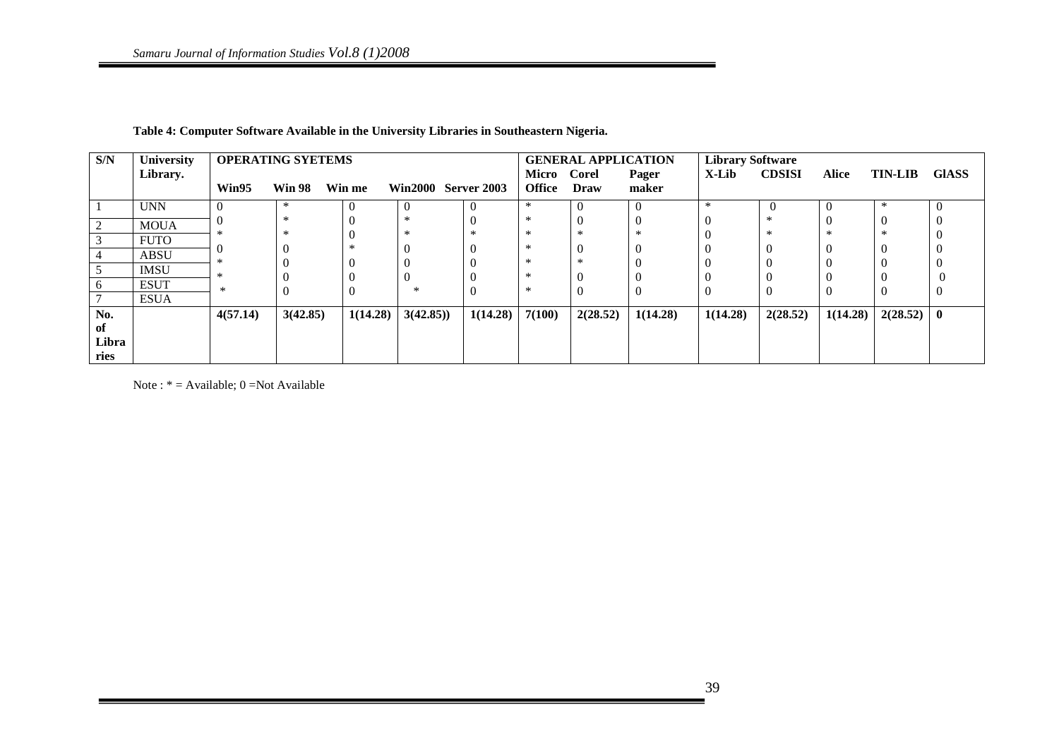**Table 4: Computer Software Available in the University Libraries in Southeastern Nigeria.**

| S/N | University Library. | OPERATING SYETEMS | | | | | GENERAL APPLICATION | | | Library Software | | | | |
|---|---|---|---|---|---|---|---|---|---|---|---|---|---|---|
| | | Win95 | Win 98 | Win me | Win2000 | Server 2003 | Micro Office | Corel Draw | Pager maker | X-Lib | CDSISI | Alice | TIN-LIB | GlASS |
| 1 | UNN | 0 | * | 0 | 0 | 0 | * | 0 | 0 | * | 0 | 0 | * | 0 |
| 2 | MOUA | 0 | * | 0 | * | 0 | * | 0 | 0 | 0 | * | 0 | 0 | 0 |
| 3 | FUTO | * | * | 0 | * | * | * | * | * | 0 | * | * | * | 0 |
| 4 | ABSU | 0 | 0 | * | 0 | 0 | * | 0 | 0 | 0 | 0 | 0 | 0 | 0 |
| 5 | IMSU | * | 0 | 0 | 0 | 0 | * | * | 0 | 0 | 0 | 0 | 0 | 0 |
| 6 | ESUT | * | 0 | 0 | 0 | 0 | * | 0 | 0 | 0 | 0 | 0 | 0 | 0 |
| 7 | ESUA | * | 0 | 0 | * | 0 | * | 0 | 0 | 0 | 0 | 0 | 0 | 0 |
| **No. of Libraries** | | **4(57.14)** | **3(42.85)** | **1(14.28)** | **3(42.85))** | **1(14.28)** | **7(100)** | **2(28.52)** | **1(14.28)** | **1(14.28)** | **2(28.52)** | **1(14.28)** | **2(28.52)** | **0** |

Note : * = Available; 0 =Not Available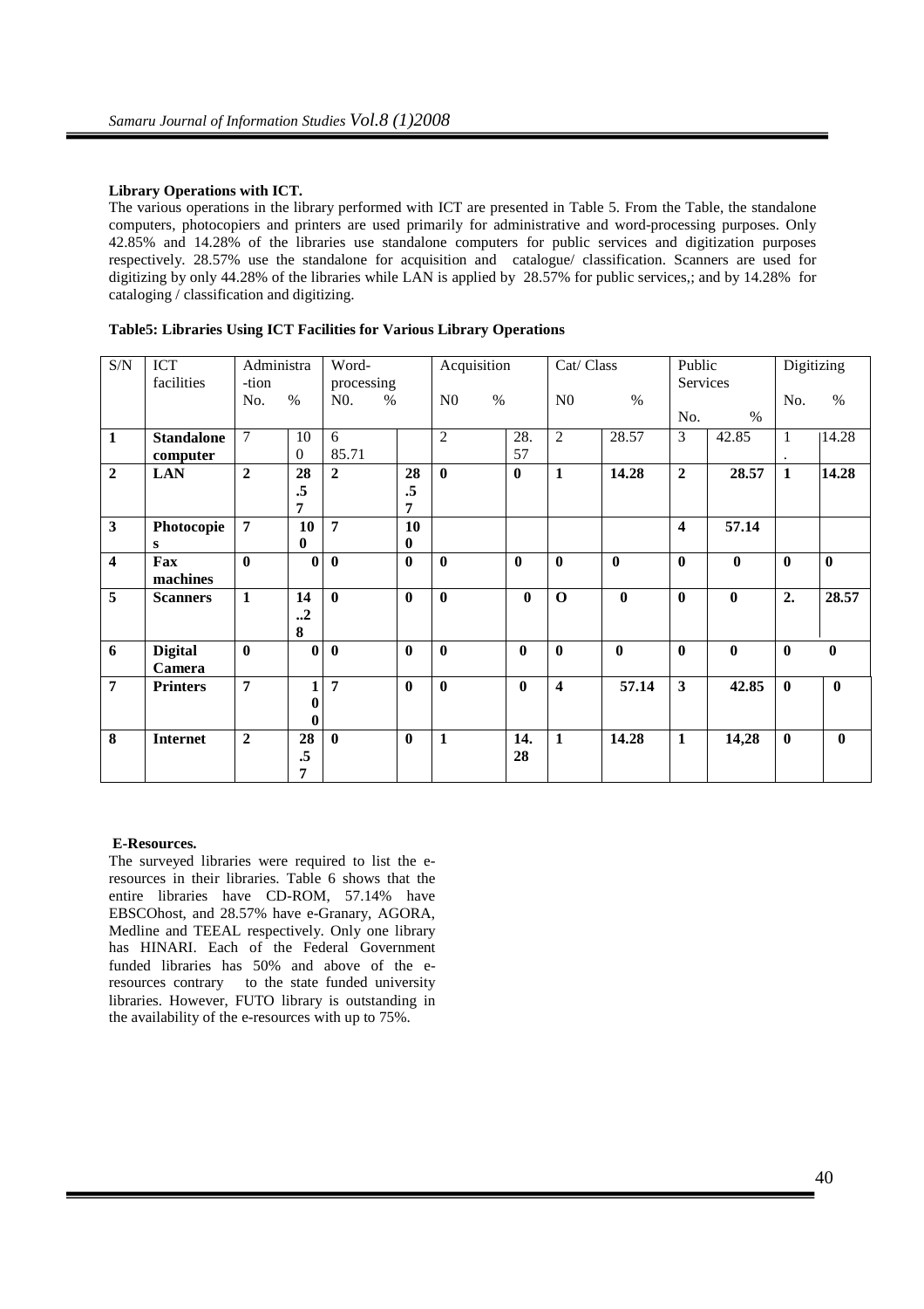**Library Operations with ICT.**

The various operations in the library performed with ICT are presented in Table 5. From the Table, the standalone computers, photocopiers and printers are used primarily for administrative and word-processing purposes. Only 42.85% and 14.28% of the libraries use standalone computers for public services and digitization purposes respectively. 28.57% use the standalone for acquisition and catalogue/ classification. Scanners are used for digitizing by only 44.28% of the libraries while LAN is applied by 28.57% for public services,; and by 14.28% for cataloging / classification and digitizing.

**Table5: Libraries Using ICT Facilities for Various Library Operations**

| S/N | ICT facilities | Administra-tion | | Word-processing | | Acquisition | | Cat/ Class | | Public Services | | Digitizing | |
|---|---|---|---|---|---|---|---|---|---|---|---|---|---|
| | | No. | % | N0. | % | N0 | % | N0 | % | No. | % | No. | % |
| **1** | **Standalone computer** | 7 | 100 | 6 | 85.71 | 2 | 28.57 | 2 | 28.57 | 3 | 42.85 | 1. | 14.28 |
| **2** | **LAN** | **2** | **28.57** | **2** | **28.57** | **0** | **0** | **1** | **14.28** | **2** | **28.57** | **1** | **14.28** |
| **3** | **Photocopies** | **7** | **100** | **7** | **100** | | | | | **4** | **57.14** | | |
| **4** | **Fax machines** | **0** | **0** | **0** | **0** | **0** | **0** | **0** | **0** | **0** | **0** | **0** | **0** |
| **5** | **Scanners** | **1** | **14..28** | **0** | **0** | **0** | **0** | **O** | **0** | **0** | **0** | **2.** | **28.57** |
| **6** | **Digital Camera** | **0** | **0** | **0** | **0** | **0** | **0** | **0** | **0** | **0** | **0** | **0** | **0** |
| **7** | **Printers** | **7** | **100** | **7** | **0** | **0** | **0** | **4** | **57.14** | **3** | **42.85** | **0** | **0** |
| **8** | **Internet** | **2** | **28.57** | **0** | **0** | **1** | **14.28** | **1** | **14.28** | **1** | **14,28** | **0** | **0** |

**E-Resources.**

The surveyed libraries were required to list the e-resources in their libraries. Table 6 shows that the entire libraries have CD-ROM, 57.14% have EBSCOhost, and 28.57% have e-Granary, AGORA, Medline and TEEAL respectively. Only one library has HINARI. Each of the Federal Government funded libraries has 50% and above of the e-resources contrary to the state funded university libraries. However, FUTO library is outstanding in the availability of the e-resources with up to 75%.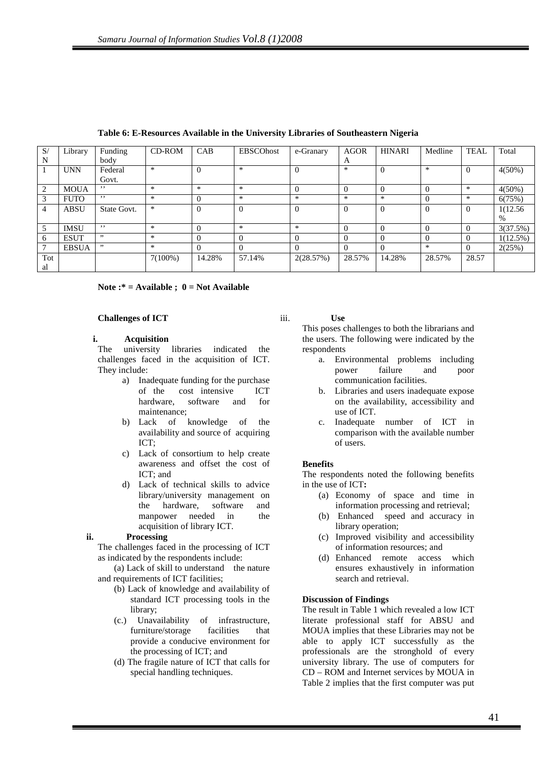**Table 6: E-Resources Available in the University Libraries of Southeastern Nigeria**

| S/N | Library | Funding body | CD-ROM | CAB | EBSCOhost | e-Granary | AGORA | HINARI | Medline | TEAL | Total |
|---|---|---|---|---|---|---|---|---|---|---|---|
| 1 | UNN | Federal Govt. | * | 0 | * | 0 | * | 0 | * | 0 | 4(50%) |
| 2 | MOUA | ,, | * | * | * | 0 | 0 | 0 | 0 | * | 4(50%) |
| 3 | FUTO | ,, | * | 0 | * | * | * | * | 0 | * | 6(75%) |
| 4 | ABSU | State Govt. | * | 0 | 0 | 0 | 0 | 0 | 0 | 0 | 1(12.56 % |
| 5 | IMSU | ,, | * | 0 | * | * | 0 | 0 | 0 | 0 | 3(37.5%) |
| 6 | ESUT | " | * | 0 | 0 | 0 | 0 | 0 | 0 | 0 | 1(12.5%) |
| 7 | EBSUA | " | * | 0 | 0 | 0 | 0 | 0 | * | 0 | 2(25%) |
| Total | | | 7(100%) | 14.28% | 57.14% | 2(28.57%) | 28.57% | 14.28% | 28.57% | 28.57 | |

**Note :* = Available ; 0 = Not Available**

**Challenges of ICT**

**i. Acquisition**

The university libraries indicated the challenges faced in the acquisition of ICT. They include:

a) Inadequate funding for the purchase of the cost intensive ICT hardware, software and for maintenance;
b) Lack of knowledge of the availability and source of acquiring ICT;
c) Lack of consortium to help create awareness and offset the cost of ICT; and
d) Lack of technical skills to advice library/university management on the hardware, software and manpower needed in the acquisition of library ICT.

**ii. Processing**

The challenges faced in the processing of ICT as indicated by the respondents include:

(a) Lack of skill to understand the nature and requirements of ICT facilities;
(b) Lack of knowledge and availability of standard ICT processing tools in the library;
(c.) Unavailability of infrastructure, furniture/storage facilities that provide a conducive environment for the processing of ICT; and
(d) The fragile nature of ICT that calls for special handling techniques.

**iii. Use**

This poses challenges to both the librarians and the users. The following were indicated by the respondents

a. Environmental problems including power failure and poor communication facilities.
b. Libraries and users inadequate expose on the availability, accessibility and use of ICT.
c. Inadequate number of ICT in comparison with the available number of users.

**Benefits**

The respondents noted the following benefits in the use of ICT**:**

(a) Economy of space and time in information processing and retrieval;
(b) Enhanced speed and accuracy in library operation;
(c) Improved visibility and accessibility of information resources; and
(d) Enhanced remote access which ensures exhaustively in information search and retrieval.

**Discussion of Findings**

The result in Table 1 which revealed a low ICT literate professional staff for ABSU and MOUA implies that these Libraries may not be able to apply ICT successfully as the professionals are the stronghold of every university library. The use of computers for CD – ROM and Internet services by MOUA in Table 2 implies that the first computer was put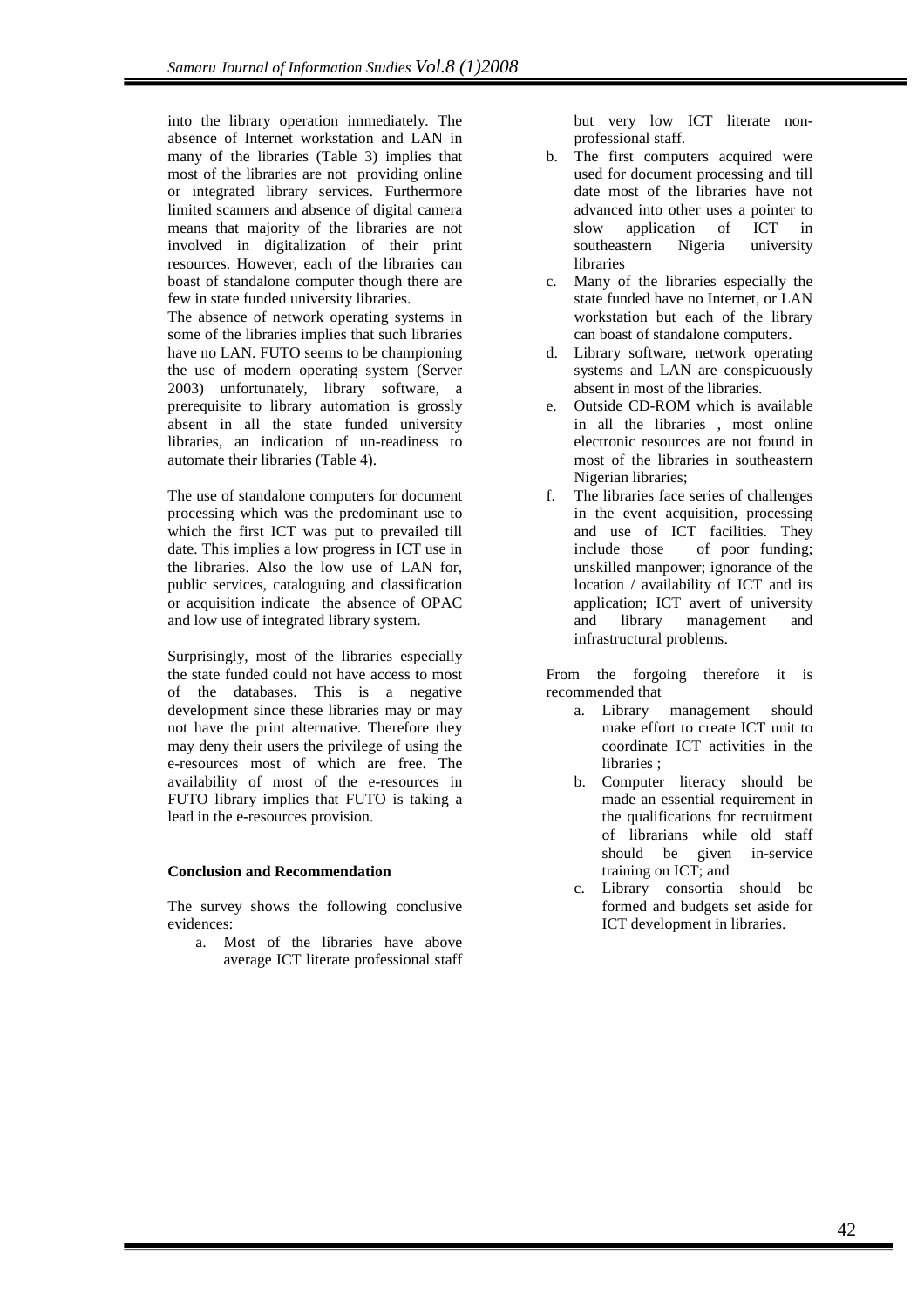into the library operation immediately. The absence of Internet workstation and LAN in many of the libraries (Table 3) implies that most of the libraries are not providing online or integrated library services. Furthermore limited scanners and absence of digital camera means that majority of the libraries are not involved in digitalization of their print resources. However, each of the libraries can boast of standalone computer though there are few in state funded university libraries.

The absence of network operating systems in some of the libraries implies that such libraries have no LAN. FUTO seems to be championing the use of modern operating system (Server 2003) unfortunately, library software, a prerequisite to library automation is grossly absent in all the state funded university libraries, an indication of un-readiness to automate their libraries (Table 4).

The use of standalone computers for document processing which was the predominant use to which the first ICT was put to prevailed till date. This implies a low progress in ICT use in the libraries. Also the low use of LAN for, public services, cataloguing and classification or acquisition indicate the absence of OPAC and low use of integrated library system.

Surprisingly, most of the libraries especially the state funded could not have access to most of the databases. This is a negative development since these libraries may or may not have the print alternative. Therefore they may deny their users the privilege of using the e-resources most of which are free. The availability of most of the e-resources in FUTO library implies that FUTO is taking a lead in the e-resources provision.

**Conclusion and Recommendation**

The survey shows the following conclusive evidences:

a. Most of the libraries have above average ICT literate professional staff but very low ICT literate non-professional staff.
b. The first computers acquired were used for document processing and till date most of the libraries have not advanced into other uses a pointer to slow application of ICT in southeastern Nigeria university libraries
c. Many of the libraries especially the state funded have no Internet, or LAN workstation but each of the library can boast of standalone computers.
d. Library software, network operating systems and LAN are conspicuously absent in most of the libraries.
e. Outside CD-ROM which is available in all the libraries , most online electronic resources are not found in most of the libraries in southeastern Nigerian libraries;
f. The libraries face series of challenges in the event acquisition, processing and use of ICT facilities. They include those of poor funding; unskilled manpower; ignorance of the location / availability of ICT and its application; ICT avert of university and library management and infrastructural problems.

From the forgoing therefore it is recommended that

a. Library management should make effort to create ICT unit to coordinate ICT activities in the libraries ;
b. Computer literacy should be made an essential requirement in the qualifications for recruitment of librarians while old staff should be given in-service training on ICT; and
c. Library consortia should be formed and budgets set aside for ICT development in libraries.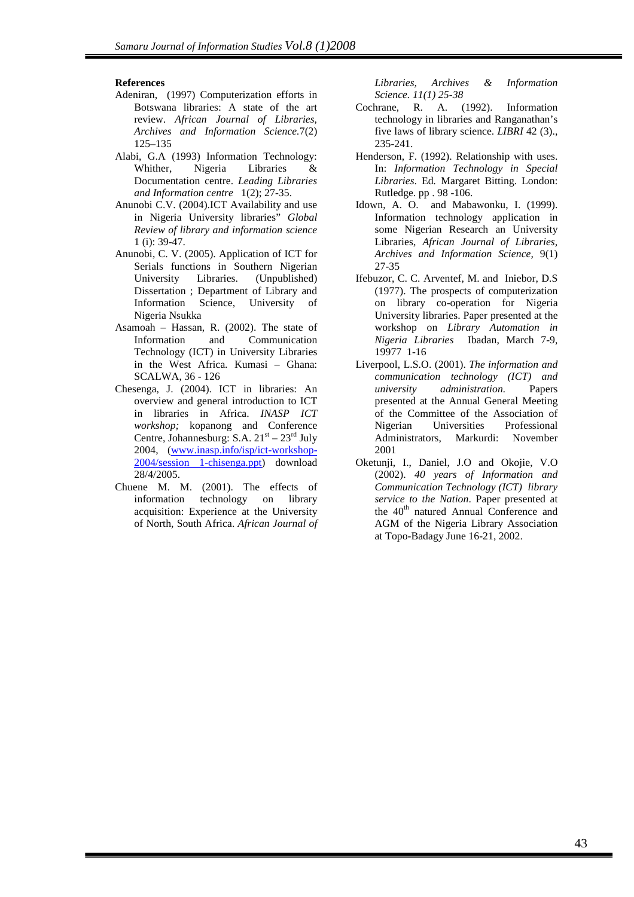**References**

Adeniran, (1997) Computerization efforts in Botswana libraries: A state of the art review. *African Journal of Libraries, Archives and Information Science.*7(2) 125–135

Alabi, G.A (1993) Information Technology: Whither, Nigeria Libraries & Documentation centre. *Leading Libraries and Information centre* 1(2); 27-35.

Anunobi C.V. (2004).ICT Availability and use in Nigeria University libraries" *Global Review of library and information science* 1 (i): 39-47.

Anunobi, C. V. (2005). Application of ICT for Serials functions in Southern Nigerian University Libraries. (Unpublished) Dissertation ; Department of Library and Information Science, University of Nigeria Nsukka

Asamoah – Hassan, R. (2002). The state of Information and Communication Technology (ICT) in University Libraries in the West Africa. Kumasi – Ghana: SCALWA, 36 - 126

Chesenga, J. (2004). ICT in libraries: An overview and general introduction to ICT in libraries in Africa. *INASP ICT workshop;* kopanong and Conference Centre, Johannesburg: S.A. 21st – 23rd July 2004, (www.inasp.info/isp/ict-workshop-2004/session 1-chisenga.ppt) download 28/4/2005.

Chuene M. M. (2001). The effects of information technology on library acquisition: Experience at the University of North, South Africa. *African Journal of Libraries, Archives & Information Science. 11(1) 25-38*

Cochrane, R. A. (1992). Information technology in libraries and Ranganathan's five laws of library science. *LIBRI* 42 (3)., 235-241.

Henderson, F. (1992). Relationship with uses. In: *Information Technology in Special Libraries*. Ed. Margaret Bitting. London: Rutledge. pp . 98 -106.

Idown, A. O. and Mabawonku, I. (1999). Information technology application in some Nigerian Research an University Libraries, *African Journal of Libraries, Archives and Information Science,* 9(1) 27-35

Ifebuzor, C. C. Arventef, M. and Iniebor, D.S (1977). The prospects of computerization on library co-operation for Nigeria University libraries. Paper presented at the workshop on *Library Automation in Nigeria Libraries* Ibadan, March 7-9, 19977 1-16

Liverpool, L.S.O. (2001). *The information and communication technology (ICT) and university administration.* Papers presented at the Annual General Meeting of the Committee of the Association of Nigerian Universities Professional Administrators, Markurdi: November 2001

Oketunji, I., Daniel, J.O and Okojie, V.O (2002). *40 years of Information and Communication Technology (ICT) library service to the Nation*. Paper presented at the 40th natured Annual Conference and AGM of the Nigeria Library Association at Topo-Badagy June 16-21, 2002.